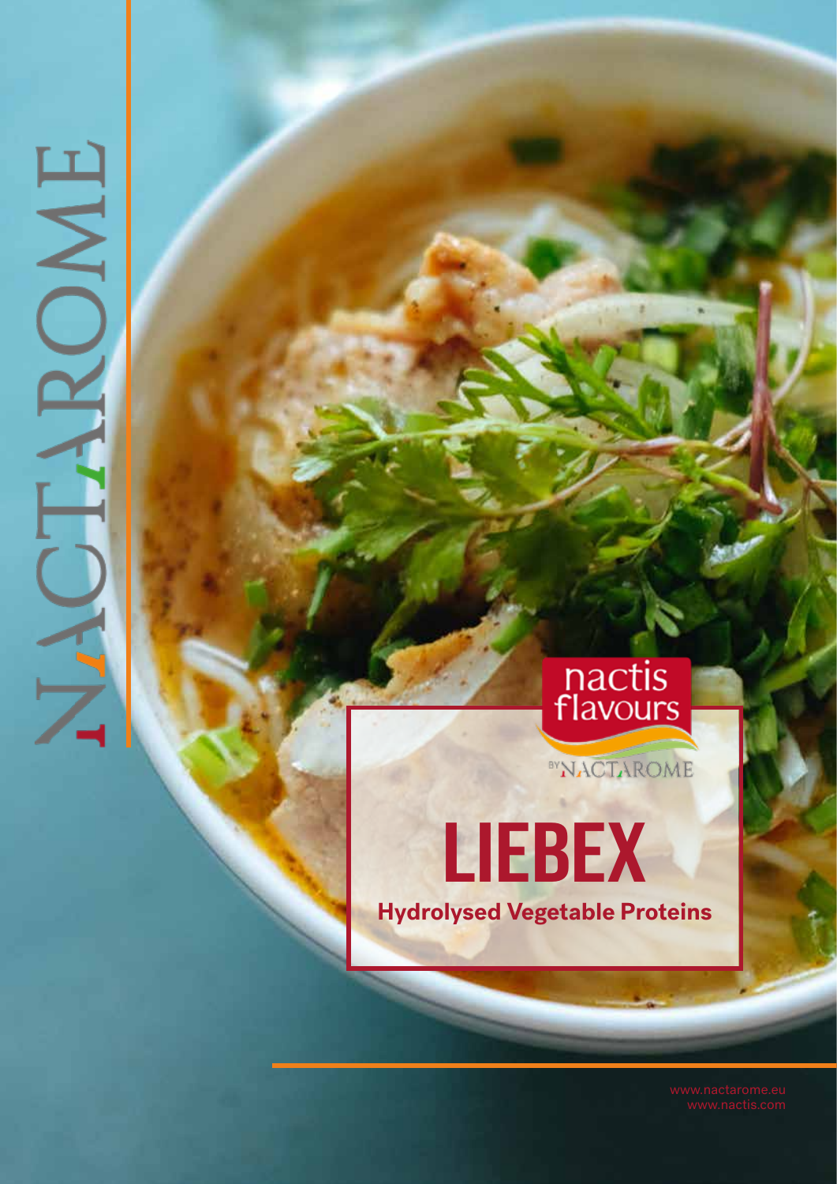NACTAROME

nactis flavours

BY NACTAROME

# LIEBEX

**Hydrolysed Vegetable Proteins**

www.nactarome.eu
www.nactis.com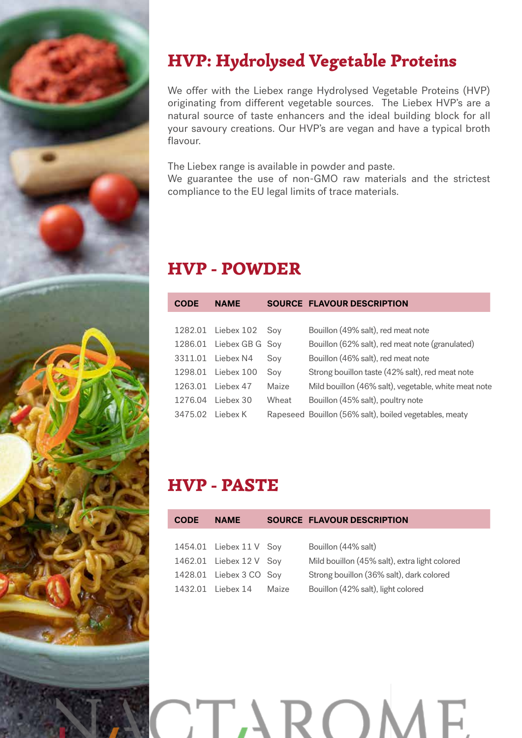# HVP: Hydrolysed Vegetable Proteins

We offer with the Liebex range Hydrolysed Vegetable Proteins (HVP) originating from different vegetable sources. The Liebex HVP's are a natural source of taste enhancers and the ideal building block for all your savoury creations. Our HVP's are vegan and have a typical broth flavour.

The Liebex range is available in powder and paste.
We guarantee the use of non-GMO raw materials and the strictest compliance to the EU legal limits of trace materials.

## HVP - POWDER

| CODE | NAME | SOURCE | FLAVOUR DESCRIPTION |
|---|---|---|---|
| 1282.01 | Liebex 102 | Soy | Bouillon (49% salt), red meat note |
| 1286.01 | Liebex GB G | Soy | Bouillon (62% salt), red meat note (granulated) |
| 3311.01 | Liebex N4 | Soy | Bouillon (46% salt), red meat note |
| 1298.01 | Liebex 100 | Soy | Strong bouillon taste (42% salt), red meat note |
| 1263.01 | Liebex 47 | Maize | Mild bouillon (46% salt), vegetable, white meat note |
| 1276.04 | Liebex 30 | Wheat | Bouillon (45% salt), poultry note |
| 3475.02 | Liebex K | Rapeseed | Bouillon (56% salt), boiled vegetables, meaty |

## HVP - PASTE

| CODE | NAME | SOURCE | FLAVOUR DESCRIPTION |
|---|---|---|---|
| 1454.01 | Liebex 11 V | Soy | Bouillon (44% salt) |
| 1462.01 | Liebex 12 V | Soy | Mild bouillon (45% salt), extra light colored |
| 1428.01 | Liebex 3 CO | Soy | Strong bouillon (36% salt), dark colored |
| 1432.01 | Liebex 14 | Maize | Bouillon (42% salt), light colored |

NACTAROME